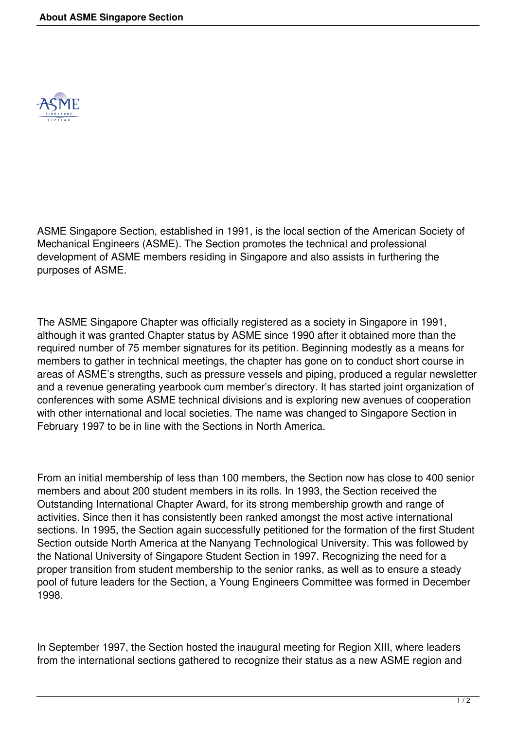# About ASME Singapore Section

ASME Singapore Section, established in 1991, is the local section of the American Society of Mechanical Engineers (ASME). The Section promotes the technical and professional development of ASME members residing in Singapore and also assists in furthering the purposes of ASME.

The ASME Singapore Chapter was officially registered as a society in Singapore in 1991, although it was granted Chapter status by ASME since 1990 after it obtained more than the required number of 75 member signatures for its petition. Beginning modestly as a means for members to gather in technical meetings, the chapter has gone on to conduct short course in areas of ASME's strengths, such as pressure vessels and piping, produced a regular newsletter and a revenue generating yearbook cum member's directory. It has started joint organization of conferences with some ASME technical divisions and is exploring new avenues of cooperation with other international and local societies. The name was changed to Singapore Section in February 1997 to be in line with the Sections in North America.

From an initial membership of less than 100 members, the Section now has close to 400 senior members and about 200 student members in its rolls. In 1993, the Section received the Outstanding International Chapter Award, for its strong membership growth and range of activities. Since then it has consistently been ranked amongst the most active international sections. In 1995, the Section again successfully petitioned for the formation of the first Student Section outside North America at the Nanyang Technological University. This was followed by the National University of Singapore Student Section in 1997. Recognizing the need for a proper transition from student membership to the senior ranks, as well as to ensure a steady pool of future leaders for the Section, a Young Engineers Committee was formed in December 1998.

In September 1997, the Section hosted the inaugural meeting for Region XIII, where leaders from the international sections gathered to recognize their status as a new ASME region and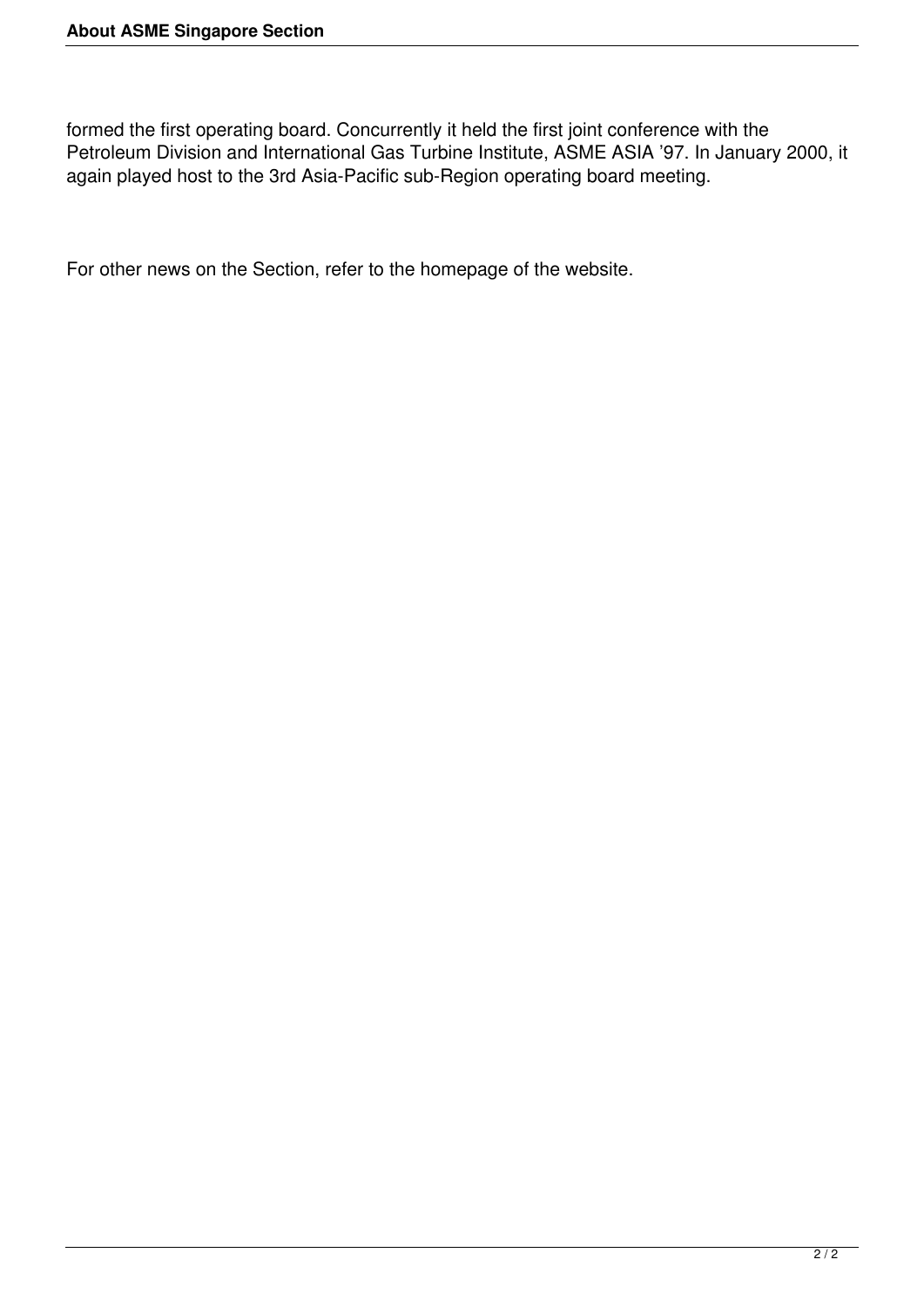formed the first operating board. Concurrently it held the first joint conference with the Petroleum Division and International Gas Turbine Institute, ASME ASIA '97. In January 2000, it again played host to the 3rd Asia-Pacific sub-Region operating board meeting.

For other news on the Section, refer to the homepage of the website.